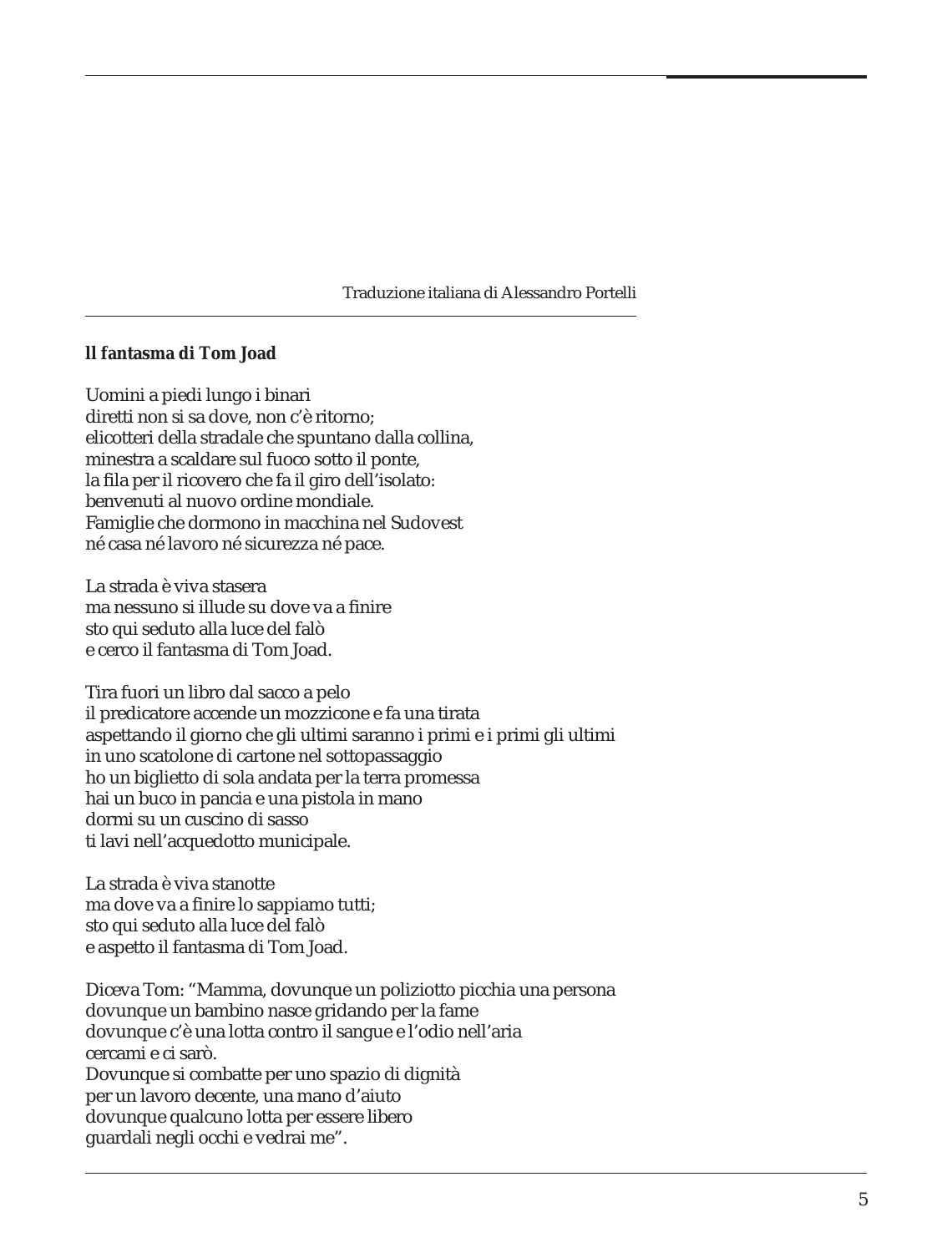Traduzione italiana di Alessandro Portelli

**ll fantasma di Tom Joad**

Uomini a piedi lungo i binari
diretti non si sa dove, non c'è ritorno;
elicotteri della stradale che spuntano dalla collina,
minestra a scaldare sul fuoco sotto il ponte,
la fila per il ricovero che fa il giro dell'isolato:
benvenuti al nuovo ordine mondiale.
Famiglie che dormono in macchina nel Sudovest
né casa né lavoro né sicurezza né pace.

La strada è viva stasera
ma nessuno si illude su dove va a finire
sto qui seduto alla luce del falò
e cerco il fantasma di Tom Joad.

Tira fuori un libro dal sacco a pelo
il predicatore accende un mozzicone e fa una tirata
aspettando il giorno che gli ultimi saranno i primi e i primi gli ultimi
in uno scatolone di cartone nel sottopassaggio
ho un biglietto di sola andata per la terra promessa
hai un buco in pancia e una pistola in mano
dormi su un cuscino di sasso
ti lavi nell'acquedotto municipale.

La strada è viva stanotte
ma dove va a finire lo sappiamo tutti;
sto qui seduto alla luce del falò
e aspetto il fantasma di Tom Joad.

Diceva Tom: "Mamma, dovunque un poliziotto picchia una persona
dovunque un bambino nasce gridando per la fame
dovunque c'è una lotta contro il sangue e l'odio nell'aria
cercami e ci sarò.
Dovunque si combatte per uno spazio di dignità
per un lavoro decente, una mano d'aiuto
dovunque qualcuno lotta per essere libero
guardali negli occhi e vedrai me".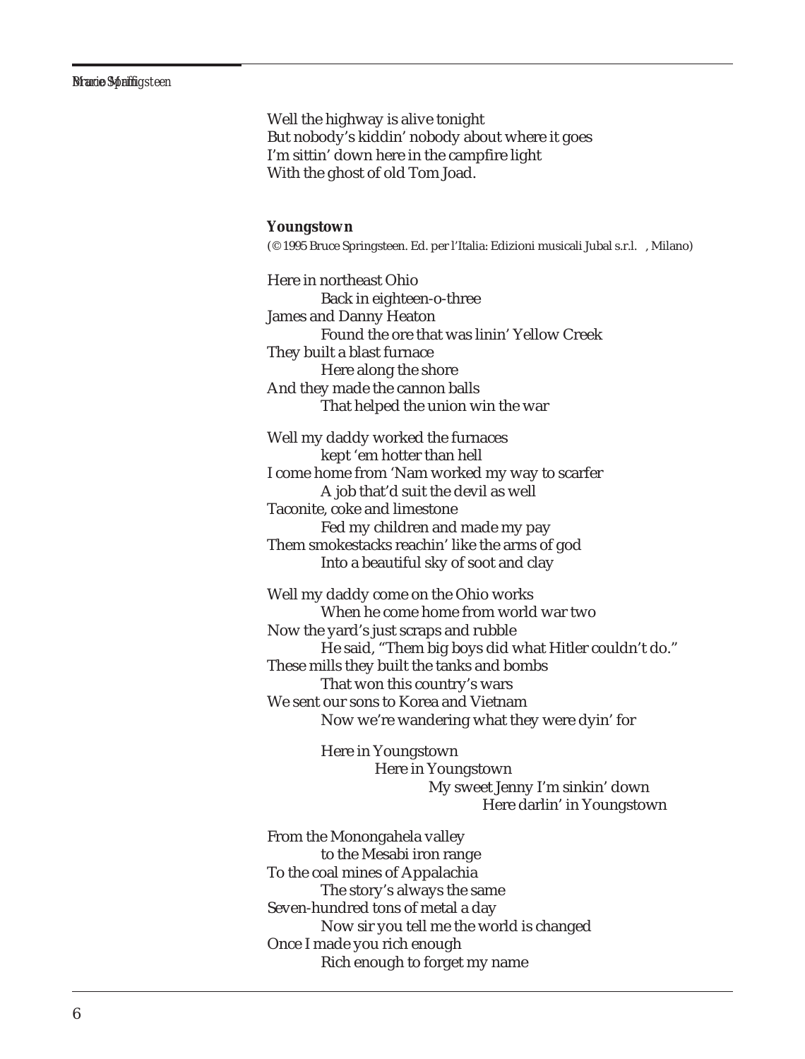Well the highway is alive tonight
But nobody's kiddin' nobody about where it goes
I'm sittin' down here in the campfire light
With the ghost of old Tom Joad.

**Youngstown**

(© 1995 Bruce Springsteen. Ed. per l'Italia: Edizioni musicali Jubal s.r.l. , Milano)

Here in northeast Ohio
Back in eighteen-o-three
James and Danny Heaton
Found the ore that was linin' Yellow Creek
They built a blast furnace
Here along the shore
And they made the cannon balls
That helped the union win the war

Well my daddy worked the furnaces
kept 'em hotter than hell
I come home from 'Nam worked my way to scarfer
A job that'd suit the devil as well
Taconite, coke and limestone
Fed my children and made my pay
Them smokestacks reachin' like the arms of god
Into a beautiful sky of soot and clay

Well my daddy come on the Ohio works
When he come home from world war two
Now the yard's just scraps and rubble
He said, "Them big boys did what Hitler couldn't do."
These mills they built the tanks and bombs
That won this country's wars
We sent our sons to Korea and Vietnam
Now we're wandering what they were dyin' for

Here in Youngstown
Here in Youngstown
My sweet Jenny I'm sinkin' down
Here darlin' in Youngstown

From the Monongahela valley
to the Mesabi iron range
To the coal mines of Appalachia
The story's always the same
Seven-hundred tons of metal a day
Now sir you tell me the world is changed
Once I made you rich enough
Rich enough to forget my name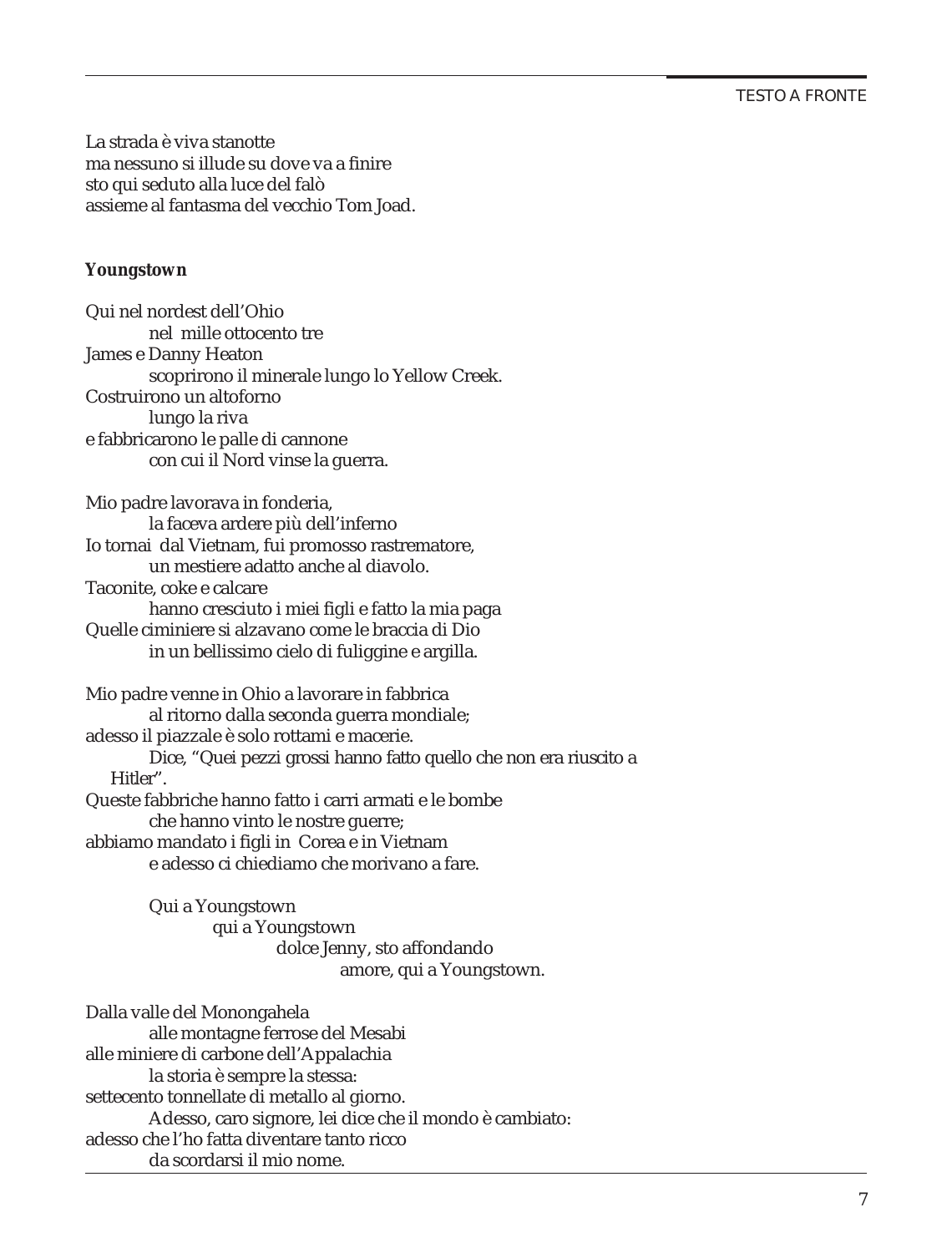La strada è viva stanotte
ma nessuno si illude su dove va a finire
sto qui seduto alla luce del falò
assieme al fantasma del vecchio Tom Joad.

**Youngstown**

Qui nel nordest dell'Ohio
nel mille ottocento tre
James e Danny Heaton
scoprirono il minerale lungo lo Yellow Creek.
Costruirono un altoforno
lungo la riva
e fabbricarono le palle di cannone
con cui il Nord vinse la guerra.

Mio padre lavorava in fonderia,
la faceva ardere più dell'inferno
Io tornai dal Vietnam, fui promosso rastrematore,
un mestiere adatto anche al diavolo.
Taconite, coke e calcare
hanno cresciuto i miei figli e fatto la mia paga
Quelle ciminiere si alzavano come le braccia di Dio
in un bellissimo cielo di fuliggine e argilla.

Mio padre venne in Ohio a lavorare in fabbrica
al ritorno dalla seconda guerra mondiale;
adesso il piazzale è solo rottami e macerie.
Dice, "Quei pezzi grossi hanno fatto quello che non era riuscito a Hitler".
Queste fabbriche hanno fatto i carri armati e le bombe
che hanno vinto le nostre guerre;
abbiamo mandato i figli in Corea e in Vietnam
e adesso ci chiediamo che morivano a fare.

Qui a Youngstown
qui a Youngstown
dolce Jenny, sto affondando
amore, qui a Youngstown.

Dalla valle del Monongahela
alle montagne ferrose del Mesabi
alle miniere di carbone dell'Appalachia
la storia è sempre la stessa:
settecento tonnellate di metallo al giorno.
Adesso, caro signore, lei dice che il mondo è cambiato:
adesso che l'ho fatta diventare tanto ricco
da scordarsi il mio nome.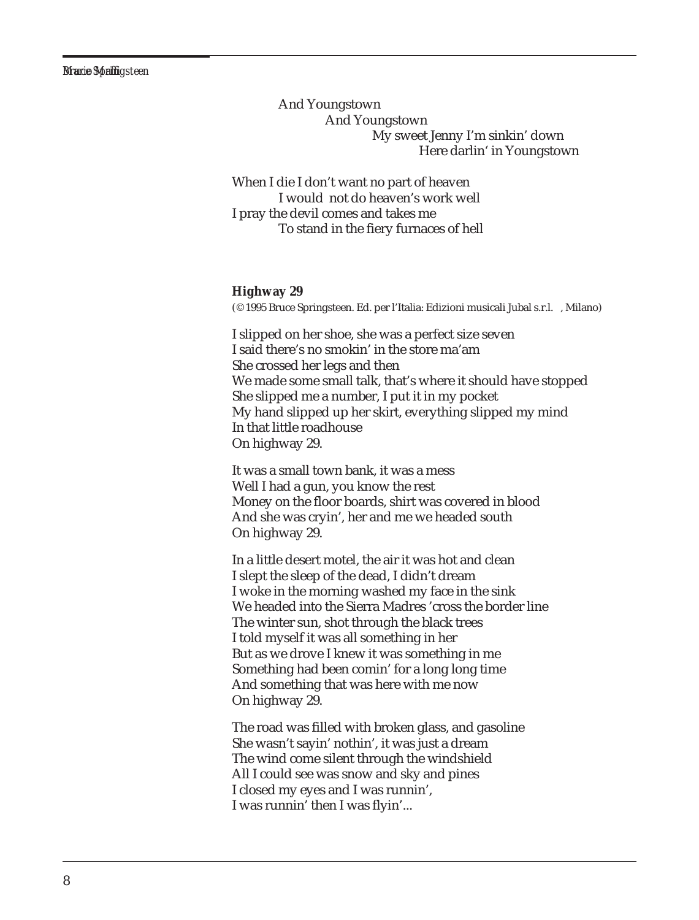And Youngstown
And Youngstown
My sweet Jenny I'm sinkin' down
Here darlin' in Youngstown

When I die I don't want no part of heaven
I would not do heaven's work well
I pray the devil comes and takes me
To stand in the fiery furnaces of hell

**Highway 29**

(© 1995 Bruce Springsteen. Ed. per l'Italia: Edizioni musicali Jubal s.r.l. , Milano)

I slipped on her shoe, she was a perfect size seven
I said there's no smokin' in the store ma'am
She crossed her legs and then
We made some small talk, that's where it should have stopped
She slipped me a number, I put it in my pocket
My hand slipped up her skirt, everything slipped my mind
In that little roadhouse
On highway 29.

It was a small town bank, it was a mess
Well I had a gun, you know the rest
Money on the floor boards, shirt was covered in blood
And she was cryin', her and me we headed south
On highway 29.

In a little desert motel, the air it was hot and clean
I slept the sleep of the dead, I didn't dream
I woke in the morning washed my face in the sink
We headed into the Sierra Madres 'cross the border line
The winter sun, shot through the black trees
I told myself it was all something in her
But as we drove I knew it was something in me
Something had been comin' for a long long time
And something that was here with me now
On highway 29.

The road was filled with broken glass, and gasoline
She wasn't sayin' nothin', it was just a dream
The wind come silent through the windshield
All I could see was snow and sky and pines
I closed my eyes and I was runnin',
I was runnin' then I was flyin'...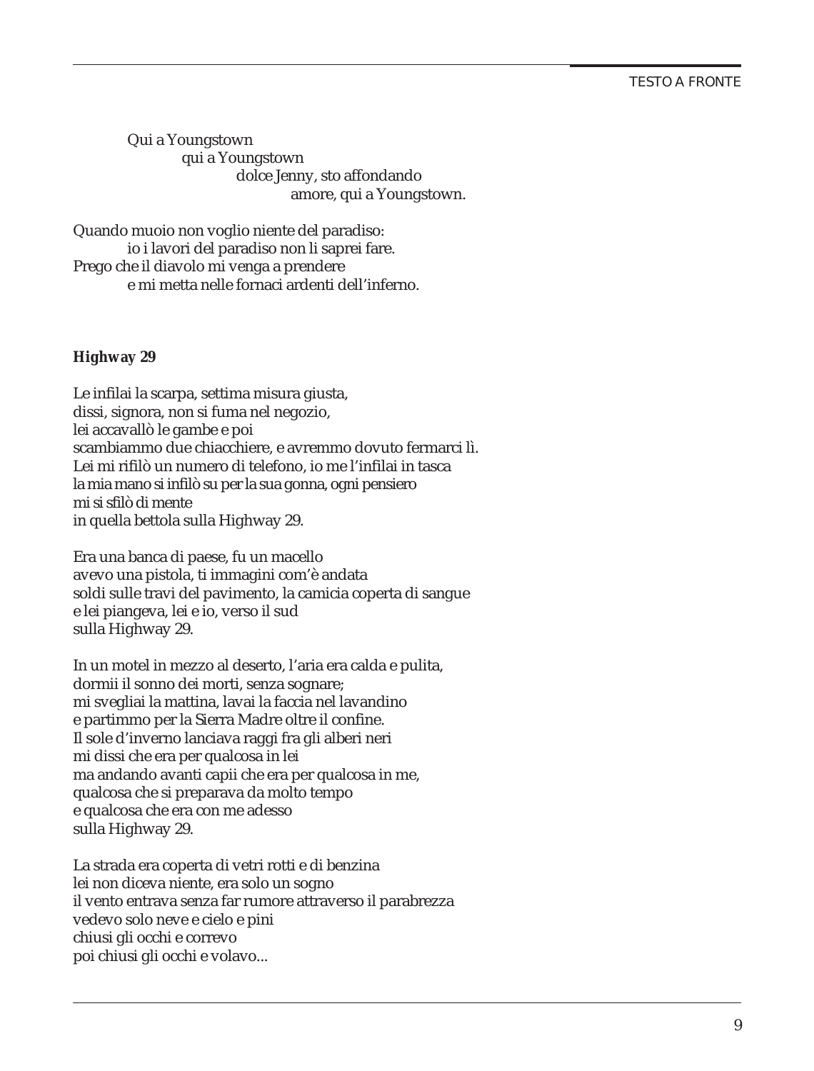Qui a Youngstown
qui a Youngstown
dolce Jenny, sto affondando
amore, qui a Youngstown.

Quando muoio non voglio niente del paradiso:
io i lavori del paradiso non li saprei fare.
Prego che il diavolo mi venga a prendere
e mi metta nelle fornaci ardenti dell'inferno.

**Highway 29**

Le infilai la scarpa, settima misura giusta,
dissi, signora, non si fuma nel negozio,
lei accavallò le gambe e poi
scambiammo due chiacchiere, e avremmo dovuto fermarci lì.
Lei mi rifilò un numero di telefono, io me l'infilai in tasca
la mia mano si infilò su per la sua gonna, ogni pensiero
mi si sfilò di mente
in quella bettola sulla Highway 29.

Era una banca di paese, fu un macello
avevo una pistola, ti immagini com'è andata
soldi sulle travi del pavimento, la camicia coperta di sangue
e lei piangeva, lei e io, verso il sud
sulla Highway 29.

In un motel in mezzo al deserto, l'aria era calda e pulita,
dormii il sonno dei morti, senza sognare;
mi svegliai la mattina, lavai la faccia nel lavandino
e partimmo per la Sierra Madre oltre il confine.
Il sole d'inverno lanciava raggi fra gli alberi neri
mi dissi che era per qualcosa in lei
ma andando avanti capii che era per qualcosa in me,
qualcosa che si preparava da molto tempo
e qualcosa che era con me adesso
sulla Highway 29.

La strada era coperta di vetri rotti e di benzina
lei non diceva niente, era solo un sogno
il vento entrava senza far rumore attraverso il parabrezza
vedevo solo neve e cielo e pini
chiusi gli occhi e correvo
poi chiusi gli occhi e volavo...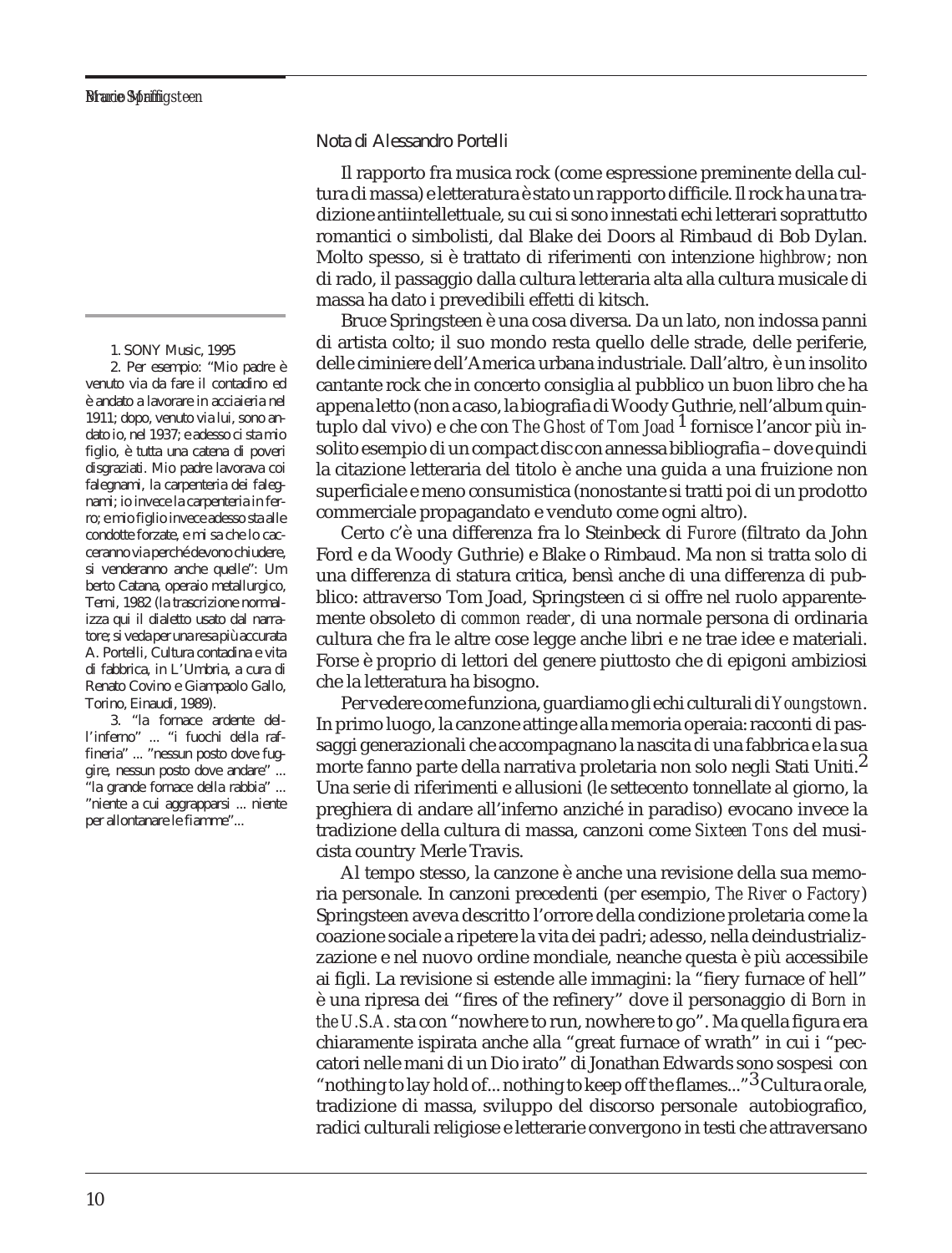Nota di Alessandro Portelli

Il rapporto fra musica rock (come espressione preminente della cultura di massa) e letteratura è stato un rapporto difficile. Il rock ha una tradizione antiintellettuale, su cui si sono innestati echi letterari soprattutto romantici o simbolisti, dal Blake dei Doors al Rimbaud di Bob Dylan. Molto spesso, si è trattato di riferimenti con intenzione *highbrow*; non di rado, il passaggio dalla cultura letteraria alta alla cultura musicale di massa ha dato i prevedibili effetti di kitsch.

Bruce Springsteen è una cosa diversa. Da un lato, non indossa panni di artista colto; il suo mondo resta quello delle strade, delle periferie, delle ciminiere dell'America urbana industriale. Dall'altro, è un insolito cantante rock che in concerto consiglia al pubblico un buon libro che ha appena letto (non a caso, la biografia di Woody Guthrie, nell'album quintuplo dal vivo) e che con *The Ghost of Tom Joad* [1] fornisce l'ancor più insolito esempio di un compact disc con annessa bibliografia – dove quindi la citazione letteraria del titolo è anche una guida a una fruizione non superficiale e meno consumistica (nonostante si tratti poi di un prodotto commerciale propagandato e venduto come ogni altro).

Certo c'è una differenza fra lo Steinbeck di *Furore* (filtrato da John Ford e da Woody Guthrie) e Blake o Rimbaud. Ma non si tratta solo di una differenza di statura critica, bensì anche di una differenza di pubblico: attraverso Tom Joad, Springsteen ci si offre nel ruolo apparentemente obsoleto di *common reader*, di una normale persona di ordinaria cultura che fra le altre cose legge anche libri e ne trae idee e materiali. Forse è proprio di lettori del genere piuttosto che di epigoni ambiziosi che la letteratura ha bisogno.

Per vedere come funziona, guardiamo gli echi culturali di *Youngstown*. In primo luogo, la canzone attinge alla memoria operaia: racconti di passaggi generazionali che accompagnano la nascita di una fabbrica e la sua morte fanno parte della narrativa proletaria non solo negli Stati Uniti.[2] Una serie di riferimenti e allusioni (le settecento tonnellate al giorno, la preghiera di andare all'inferno anziché in paradiso) evocano invece la tradizione della cultura di massa, canzoni come *Sixteen Tons* del musicista country Merle Travis.

Al tempo stesso, la canzone è anche una revisione della sua memoria personale. In canzoni precedenti (per esempio, *The River* o *Factory*) Springsteen aveva descritto l'orrore della condizione proletaria come la coazione sociale a ripetere la vita dei padri; adesso, nella deindustrializzazione e nel nuovo ordine mondiale, neanche questa è più accessibile ai figli. La revisione si estende alle immagini: la "fiery furnace of hell" è una ripresa dei "fires of the refinery" dove il personaggio di *Born in the U.S.A.* sta con "nowhere to run, nowhere to go". Ma quella figura era chiaramente ispirata anche alla "great furnace of wrath" in cui i "peccatori nelle mani di un Dio irato" di Jonathan Edwards sono sospesi con "nothing to lay hold of... nothing to keep off the flames..."[3] Cultura orale, tradizione di massa, sviluppo del discorso personale autobiografico, radici culturali religiose e letterarie convergono in testi che attraversano

---

1. SONY Music, 1995

2. Per esempio: "Mio padre è venuto via da fare il contadino ed è andato a lavorare in acciaieria nel 1911; dopo, venuto via lui, sono andato io, nel 1937; e adesso ci sta mio figlio, è tutta una catena di poveri disgraziati. Mio padre lavorava coi falegnami, la carpenteria dei falegnami; io invece la carpenteria in ferro; e mio figlio invece adesso sta alle condotte forzate, e mi sa che lo cacceranno via perché devono chiudere, si venderanno anche quelle": Umberto Catana, operaio metallurgico, Terni, 1982 (la trascrizione normalizza qui il dialetto usato dal narratore; si veda per una resa più accurata A. Portelli, Cultura contadina e vita di fabbrica, in L'Umbria, a cura di Renato Covino e Giampaolo Gallo, Torino, Einaudi, 1989).

3. "la fornace ardente dell'inferno" ... "i fuochi della raffineria" ... "nessun posto dove fuggire, nessun posto dove andare" ... "la grande fornace della rabbia" ... "niente a cui aggrapparsi ... niente per allontanare le fiamme"...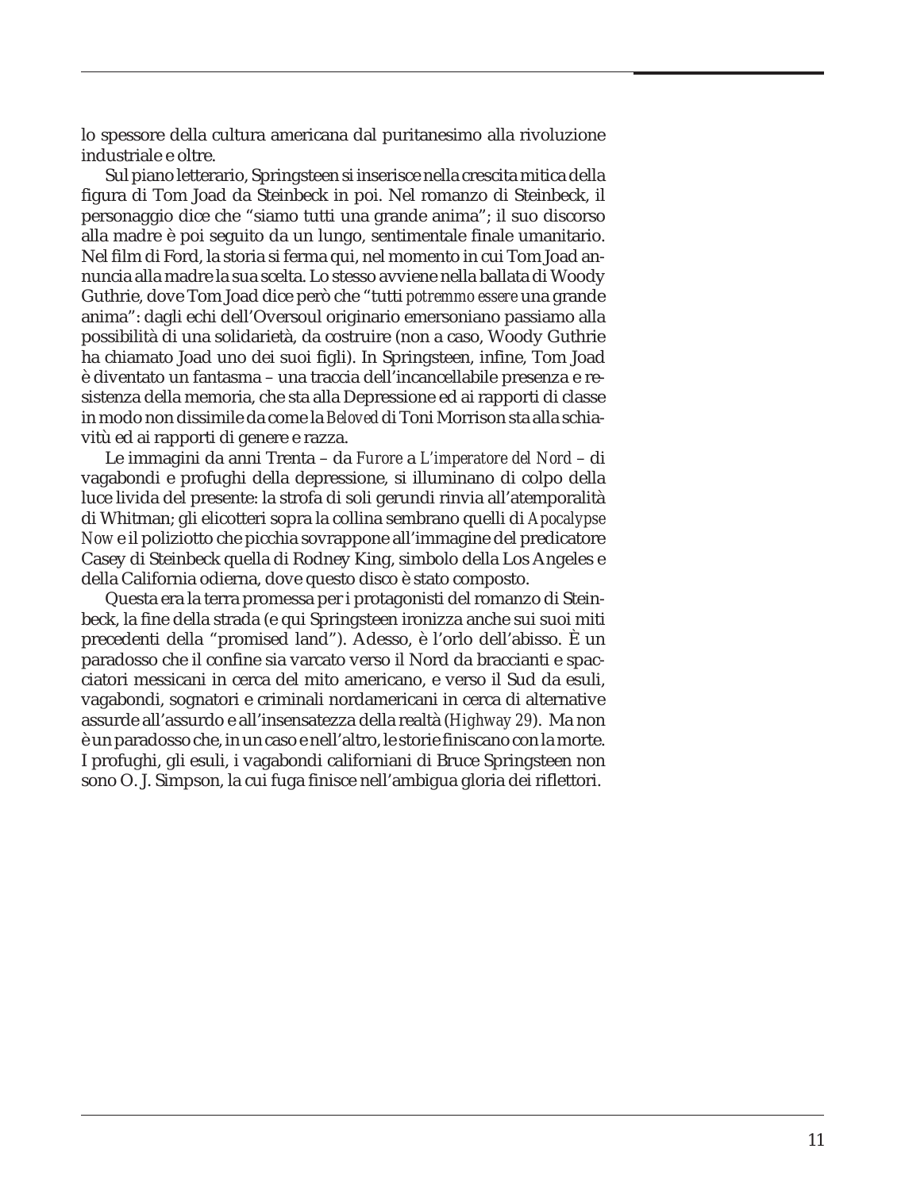lo spessore della cultura americana dal puritanesimo alla rivoluzione industriale e oltre.

Sul piano letterario, Springsteen si inserisce nella crescita mitica della figura di Tom Joad da Steinbeck in poi. Nel romanzo di Steinbeck, il personaggio dice che "siamo tutti una grande anima"; il suo discorso alla madre è poi seguito da un lungo, sentimentale finale umanitario. Nel film di Ford, la storia si ferma qui, nel momento in cui Tom Joad annuncia alla madre la sua scelta. Lo stesso avviene nella ballata di Woody Guthrie, dove Tom Joad dice però che "tutti *potremmo essere* una grande anima": dagli echi dell'Oversoul originario emersoniano passiamo alla possibilità di una solidarietà, da costruire (non a caso, Woody Guthrie ha chiamato Joad uno dei suoi figli). In Springsteen, infine, Tom Joad è diventato un fantasma – una traccia dell'incancellabile presenza e resistenza della memoria, che sta alla Depressione ed ai rapporti di classe in modo non dissimile da come la *Beloved* di Toni Morrison sta alla schiavitù ed ai rapporti di genere e razza.

Le immagini da anni Trenta – da *Furore* a *L'imperatore del Nord* – di vagabondi e profughi della depressione, si illuminano di colpo della luce livida del presente: la strofa di soli gerundi rinvia all'atemporalità di Whitman; gli elicotteri sopra la collina sembrano quelli di *Apocalypse Now* e il poliziotto che picchia sovrappone all'immagine del predicatore Casey di Steinbeck quella di Rodney King, simbolo della Los Angeles e della California odierna, dove questo disco è stato composto.

Questa era la terra promessa per i protagonisti del romanzo di Steinbeck, la fine della strada (e qui Springsteen ironizza anche sui suoi miti precedenti della "promised land"). Adesso, è l'orlo dell'abisso. È un paradosso che il confine sia varcato verso il Nord da braccianti e spacciatori messicani in cerca del mito americano, e verso il Sud da esuli, vagabondi, sognatori e criminali nordamericani in cerca di alternative assurde all'assurdo e all'insensatezza della realtà (*Highway 29*). Ma non è un paradosso che, in un caso e nell'altro, le storie finiscano con la morte. I profughi, gli esuli, i vagabondi californiani di Bruce Springsteen non sono O. J. Simpson, la cui fuga finisce nell'ambigua gloria dei riflettori.